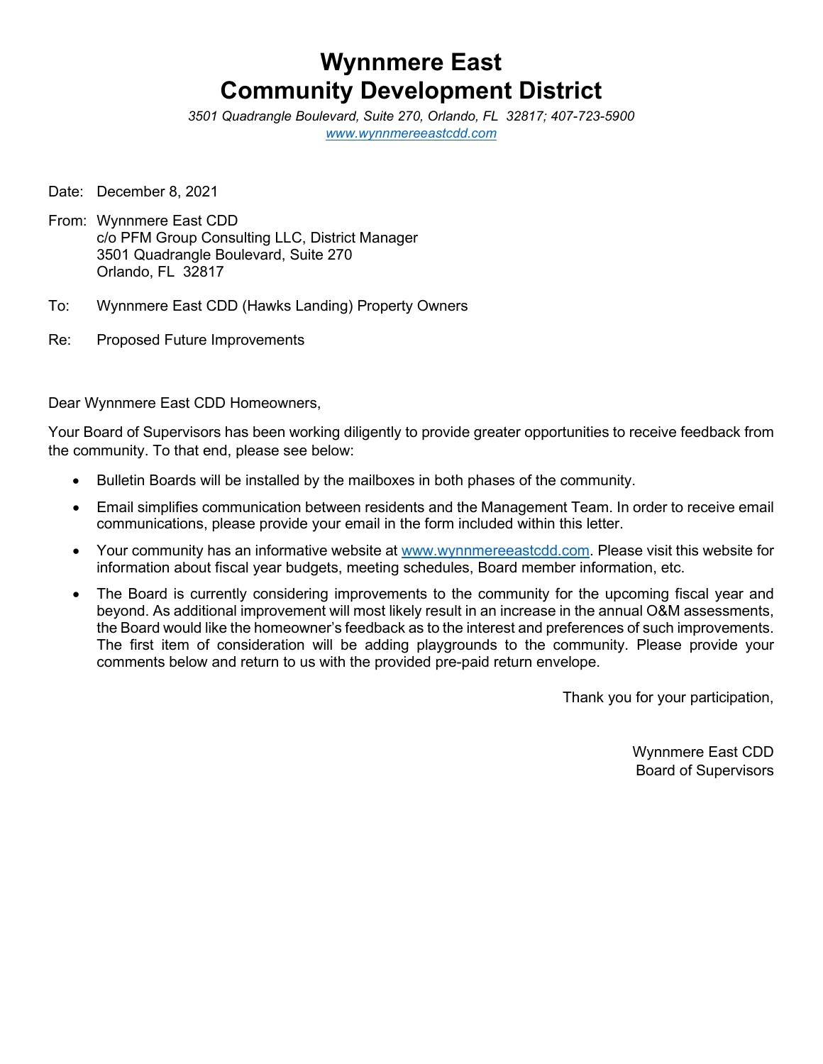# Wynnmere East
# Community Development District

*3501 Quadrangle Boulevard, Suite 270, Orlando, FL 32817; 407-723-5900*
*www.wynnmereeastcdd.com*

Date: December 8, 2021

From: Wynnmere East CDD
c/o PFM Group Consulting LLC, District Manager
3501 Quadrangle Boulevard, Suite 270
Orlando, FL 32817

To: Wynnmere East CDD (Hawks Landing) Property Owners

Re: Proposed Future Improvements

Dear Wynnmere East CDD Homeowners,

Your Board of Supervisors has been working diligently to provide greater opportunities to receive feedback from the community. To that end, please see below:

- Bulletin Boards will be installed by the mailboxes in both phases of the community.
- Email simplifies communication between residents and the Management Team. In order to receive email communications, please provide your email in the form included within this letter.
- Your community has an informative website at www.wynnmereeastcdd.com. Please visit this website for information about fiscal year budgets, meeting schedules, Board member information, etc.
- The Board is currently considering improvements to the community for the upcoming fiscal year and beyond. As additional improvement will most likely result in an increase in the annual O&M assessments, the Board would like the homeowner's feedback as to the interest and preferences of such improvements. The first item of consideration will be adding playgrounds to the community. Please provide your comments below and return to us with the provided pre-paid return envelope.

Thank you for your participation,

Wynnmere East CDD
Board of Supervisors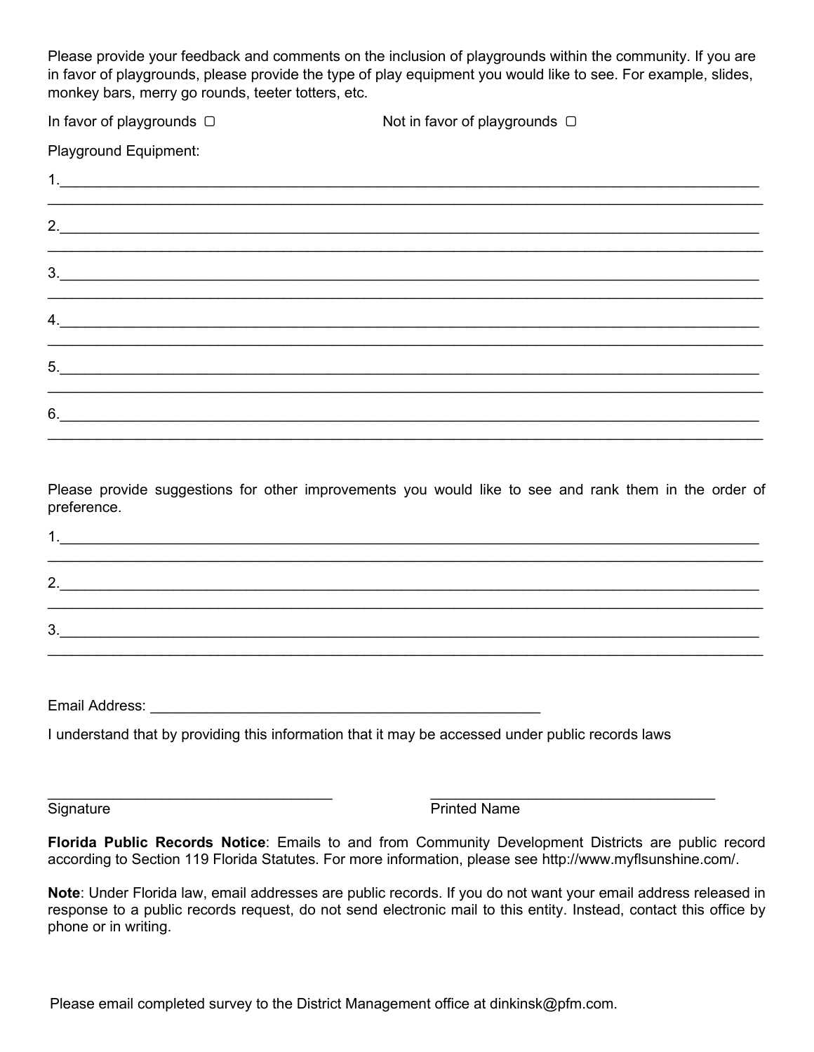Please provide your feedback and comments on the inclusion of playgrounds within the community. If you are in favor of playgrounds, please provide the type of play equipment you would like to see. For example, slides, monkey bars, merry go rounds, teeter totters, etc.

In favor of playgrounds ▢ Not in favor of playgrounds ▢

Playground Equipment:

1.______________________________________________________________________________

2.______________________________________________________________________________

3.______________________________________________________________________________

4.______________________________________________________________________________

5.______________________________________________________________________________

6.______________________________________________________________________________

Please provide suggestions for other improvements you would like to see and rank them in the order of preference.

1.______________________________________________________________________________

2.______________________________________________________________________________

3.______________________________________________________________________________

Email Address: ____________________________________________

I understand that by providing this information that it may be accessed under public records laws

______________________________ ______________________________

Signature Printed Name

**Florida Public Records Notice**: Emails to and from Community Development Districts are public record according to Section 119 Florida Statutes. For more information, please see http://www.myflsunshine.com/.

**Note**: Under Florida law, email addresses are public records. If you do not want your email address released in response to a public records request, do not send electronic mail to this entity. Instead, contact this office by phone or in writing.

Please email completed survey to the District Management office at dinkinsk@pfm.com.